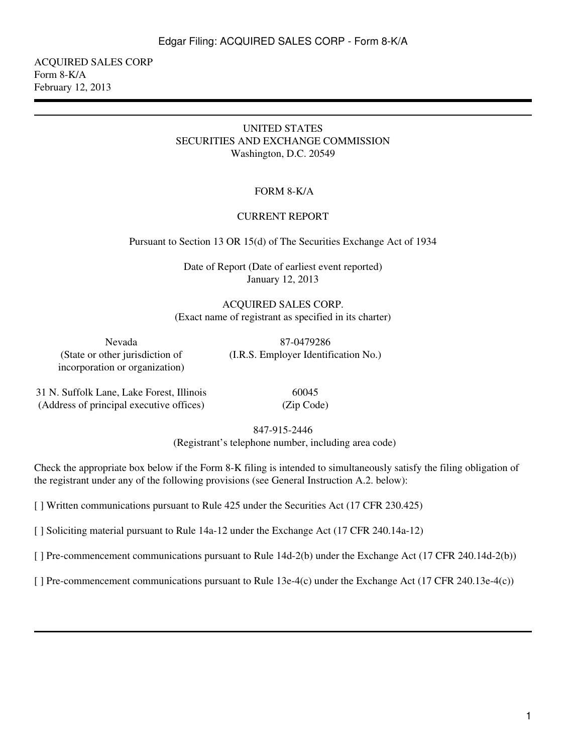ACQUIRED SALES CORP
Form 8-K/A
February 12, 2013

---

UNITED STATES
SECURITIES AND EXCHANGE COMMISSION
Washington, D.C. 20549

# FORM 8-K/A

## CURRENT REPORT

Pursuant to Section 13 OR 15(d) of The Securities Exchange Act of 1934

Date of Report (Date of earliest event reported)
January 12, 2013

ACQUIRED SALES CORP.
(Exact name of registrant as specified in its charter)

| Nevada | 87-0479286 |
|---|---|
| (State or other jurisdiction of incorporation or organization) | (I.R.S. Employer Identification No.) |

| 31 N. Suffolk Lane, Lake Forest, Illinois | 60045 |
|---|---|
| (Address of principal executive offices) | (Zip Code) |

847-915-2446
(Registrant's telephone number, including area code)

Check the appropriate box below if the Form 8-K filing is intended to simultaneously satisfy the filing obligation of the registrant under any of the following provisions (see General Instruction A.2. below):

[ ] Written communications pursuant to Rule 425 under the Securities Act (17 CFR 230.425)

[ ] Soliciting material pursuant to Rule 14a-12 under the Exchange Act (17 CFR 240.14a-12)

[ ] Pre-commencement communications pursuant to Rule 14d-2(b) under the Exchange Act (17 CFR 240.14d-2(b))

[ ] Pre-commencement communications pursuant to Rule 13e-4(c) under the Exchange Act (17 CFR 240.13e-4(c))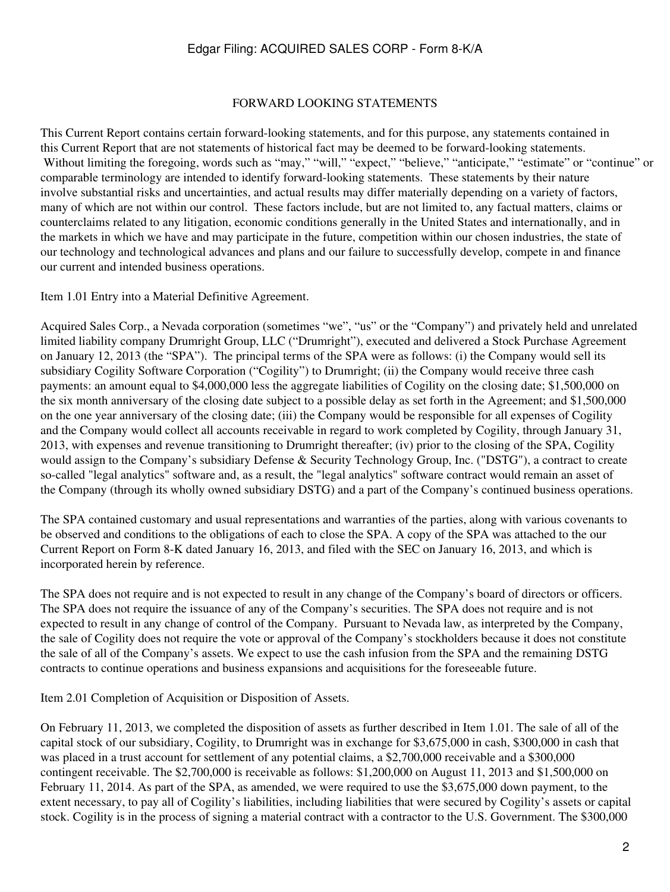## FORWARD LOOKING STATEMENTS

This Current Report contains certain forward-looking statements, and for this purpose, any statements contained in this Current Report that are not statements of historical fact may be deemed to be forward-looking statements. Without limiting the foregoing, words such as "may," "will," "expect," "believe," "anticipate," "estimate" or "continue" or comparable terminology are intended to identify forward-looking statements. These statements by their nature involve substantial risks and uncertainties, and actual results may differ materially depending on a variety of factors, many of which are not within our control. These factors include, but are not limited to, any factual matters, claims or counterclaims related to any litigation, economic conditions generally in the United States and internationally, and in the markets in which we have and may participate in the future, competition within our chosen industries, the state of our technology and technological advances and plans and our failure to successfully develop, compete in and finance our current and intended business operations.

Item 1.01 Entry into a Material Definitive Agreement.

Acquired Sales Corp., a Nevada corporation (sometimes "we", "us" or the "Company") and privately held and unrelated limited liability company Drumright Group, LLC ("Drumright"), executed and delivered a Stock Purchase Agreement on January 12, 2013 (the "SPA"). The principal terms of the SPA were as follows: (i) the Company would sell its subsidiary Cogility Software Corporation ("Cogility") to Drumright; (ii) the Company would receive three cash payments: an amount equal to $4,000,000 less the aggregate liabilities of Cogility on the closing date; $1,500,000 on the six month anniversary of the closing date subject to a possible delay as set forth in the Agreement; and $1,500,000 on the one year anniversary of the closing date; (iii) the Company would be responsible for all expenses of Cogility and the Company would collect all accounts receivable in regard to work completed by Cogility, through January 31, 2013, with expenses and revenue transitioning to Drumright thereafter; (iv) prior to the closing of the SPA, Cogility would assign to the Company's subsidiary Defense & Security Technology Group, Inc. ("DSTG"), a contract to create so-called "legal analytics" software and, as a result, the "legal analytics" software contract would remain an asset of the Company (through its wholly owned subsidiary DSTG) and a part of the Company's continued business operations.

The SPA contained customary and usual representations and warranties of the parties, along with various covenants to be observed and conditions to the obligations of each to close the SPA. A copy of the SPA was attached to the our Current Report on Form 8-K dated January 16, 2013, and filed with the SEC on January 16, 2013, and which is incorporated herein by reference.

The SPA does not require and is not expected to result in any change of the Company's board of directors or officers. The SPA does not require the issuance of any of the Company's securities. The SPA does not require and is not expected to result in any change of control of the Company. Pursuant to Nevada law, as interpreted by the Company, the sale of Cogility does not require the vote or approval of the Company's stockholders because it does not constitute the sale of all of the Company's assets. We expect to use the cash infusion from the SPA and the remaining DSTG contracts to continue operations and business expansions and acquisitions for the foreseeable future.

Item 2.01 Completion of Acquisition or Disposition of Assets.

On February 11, 2013, we completed the disposition of assets as further described in Item 1.01. The sale of all of the capital stock of our subsidiary, Cogility, to Drumright was in exchange for $3,675,000 in cash, $300,000 in cash that was placed in a trust account for settlement of any potential claims, a $2,700,000 receivable and a $300,000 contingent receivable. The $2,700,000 is receivable as follows: $1,200,000 on August 11, 2013 and $1,500,000 on February 11, 2014. As part of the SPA, as amended, we were required to use the $3,675,000 down payment, to the extent necessary, to pay all of Cogility's liabilities, including liabilities that were secured by Cogility's assets or capital stock. Cogility is in the process of signing a material contract with a contractor to the U.S. Government. The $300,000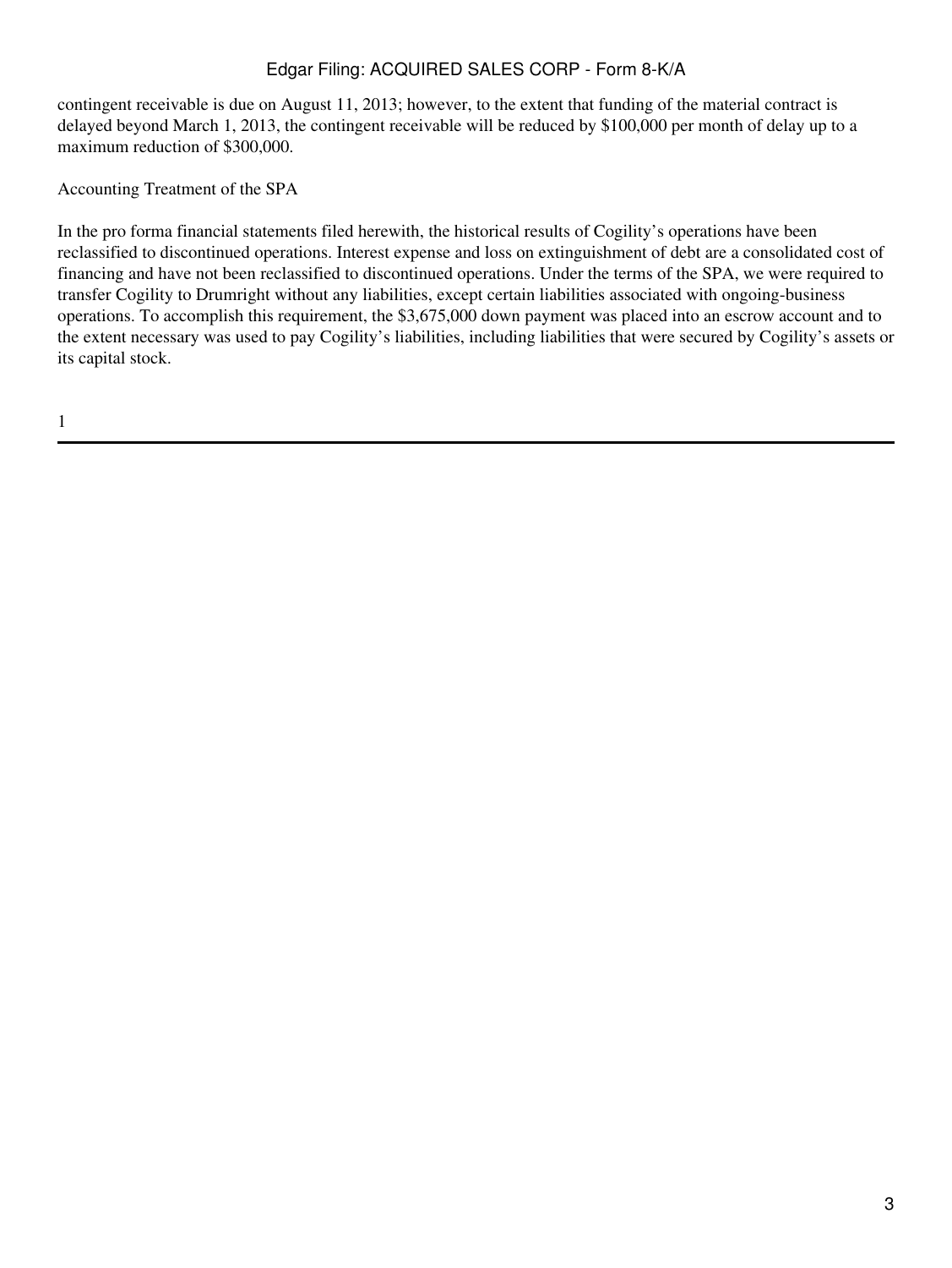contingent receivable is due on August 11, 2013; however, to the extent that funding of the material contract is delayed beyond March 1, 2013, the contingent receivable will be reduced by $100,000 per month of delay up to a maximum reduction of $300,000.

Accounting Treatment of the SPA

In the pro forma financial statements filed herewith, the historical results of Cogility's operations have been reclassified to discontinued operations. Interest expense and loss on extinguishment of debt are a consolidated cost of financing and have not been reclassified to discontinued operations. Under the terms of the SPA, we were required to transfer Cogility to Drumright without any liabilities, except certain liabilities associated with ongoing-business operations. To accomplish this requirement, the $3,675,000 down payment was placed into an escrow account and to the extent necessary was used to pay Cogility's liabilities, including liabilities that were secured by Cogility's assets or its capital stock.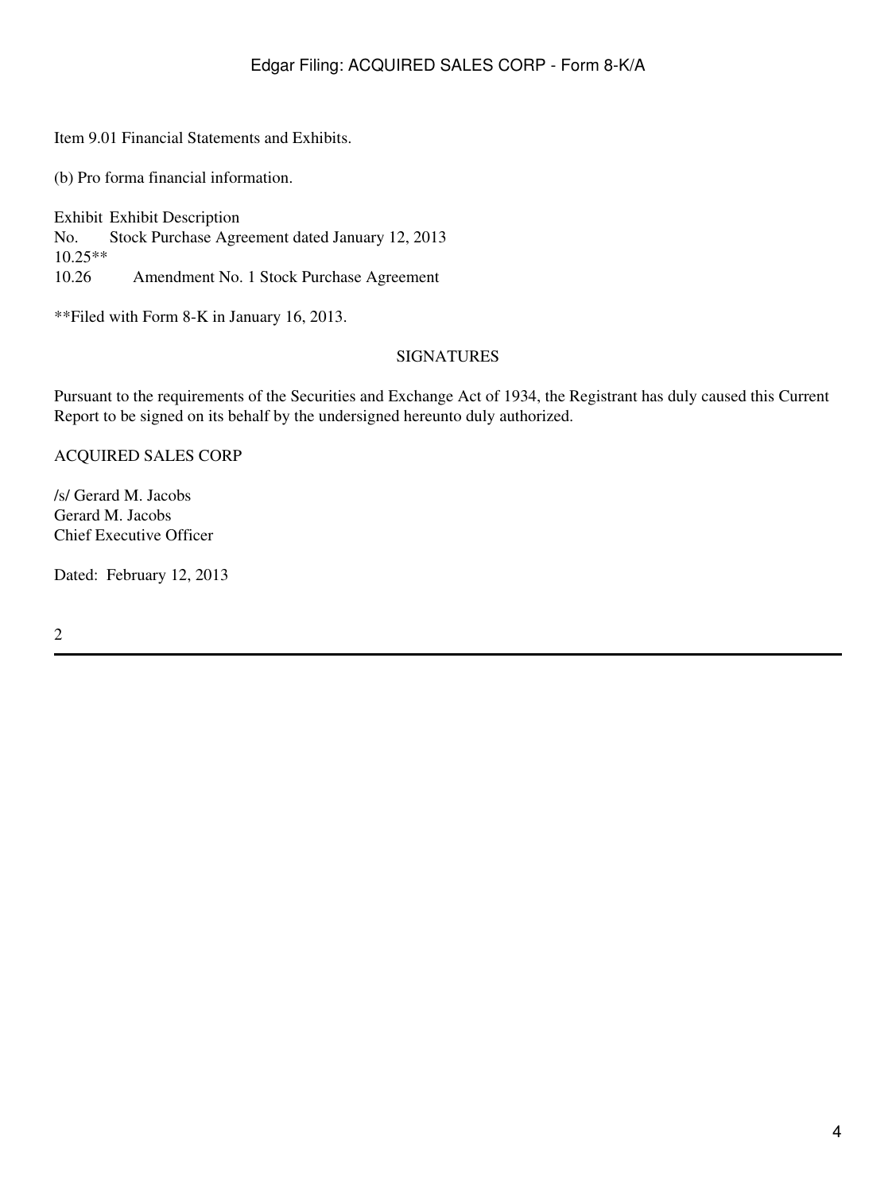Item 9.01 Financial Statements and Exhibits.

(b) Pro forma financial information.

| Exhibit No. | Exhibit Description |
|---|---|
| 10.25** | Stock Purchase Agreement dated January 12, 2013 |
| 10.26 | Amendment No. 1 Stock Purchase Agreement |

**Filed with Form 8-K in January 16, 2013.

SIGNATURES

Pursuant to the requirements of the Securities and Exchange Act of 1934, the Registrant has duly caused this Current Report to be signed on its behalf by the undersigned hereunto duly authorized.

ACQUIRED SALES CORP

/s/ Gerard M. Jacobs
Gerard M. Jacobs
Chief Executive Officer

Dated: February 12, 2013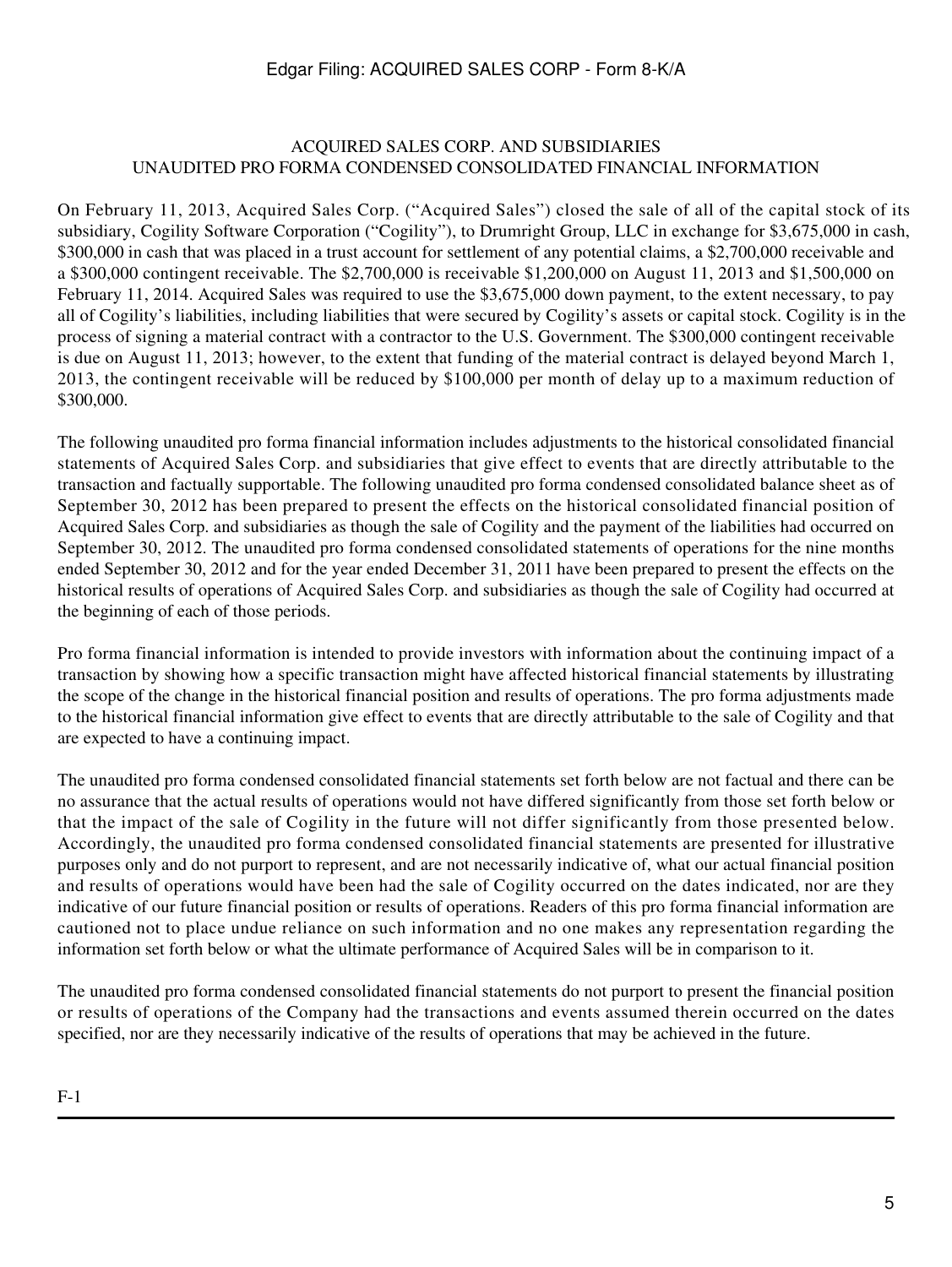# ACQUIRED SALES CORP. AND SUBSIDIARIES
## UNAUDITED PRO FORMA CONDENSED CONSOLIDATED FINANCIAL INFORMATION

On February 11, 2013, Acquired Sales Corp. ("Acquired Sales") closed the sale of all of the capital stock of its subsidiary, Cogility Software Corporation ("Cogility"), to Drumright Group, LLC in exchange for $3,675,000 in cash, $300,000 in cash that was placed in a trust account for settlement of any potential claims, a $2,700,000 receivable and a $300,000 contingent receivable. The $2,700,000 is receivable $1,200,000 on August 11, 2013 and $1,500,000 on February 11, 2014. Acquired Sales was required to use the $3,675,000 down payment, to the extent necessary, to pay all of Cogility's liabilities, including liabilities that were secured by Cogility's assets or capital stock. Cogility is in the process of signing a material contract with a contractor to the U.S. Government. The $300,000 contingent receivable is due on August 11, 2013; however, to the extent that funding of the material contract is delayed beyond March 1, 2013, the contingent receivable will be reduced by $100,000 per month of delay up to a maximum reduction of $300,000.

The following unaudited pro forma financial information includes adjustments to the historical consolidated financial statements of Acquired Sales Corp. and subsidiaries that give effect to events that are directly attributable to the transaction and factually supportable. The following unaudited pro forma condensed consolidated balance sheet as of September 30, 2012 has been prepared to present the effects on the historical consolidated financial position of Acquired Sales Corp. and subsidiaries as though the sale of Cogility and the payment of the liabilities had occurred on September 30, 2012. The unaudited pro forma condensed consolidated statements of operations for the nine months ended September 30, 2012 and for the year ended December 31, 2011 have been prepared to present the effects on the historical results of operations of Acquired Sales Corp. and subsidiaries as though the sale of Cogility had occurred at the beginning of each of those periods.

Pro forma financial information is intended to provide investors with information about the continuing impact of a transaction by showing how a specific transaction might have affected historical financial statements by illustrating the scope of the change in the historical financial position and results of operations. The pro forma adjustments made to the historical financial information give effect to events that are directly attributable to the sale of Cogility and that are expected to have a continuing impact.

The unaudited pro forma condensed consolidated financial statements set forth below are not factual and there can be no assurance that the actual results of operations would not have differed significantly from those set forth below or that the impact of the sale of Cogility in the future will not differ significantly from those presented below. Accordingly, the unaudited pro forma condensed consolidated financial statements are presented for illustrative purposes only and do not purport to represent, and are not necessarily indicative of, what our actual financial position and results of operations would have been had the sale of Cogility occurred on the dates indicated, nor are they indicative of our future financial position or results of operations. Readers of this pro forma financial information are cautioned not to place undue reliance on such information and no one makes any representation regarding the information set forth below or what the ultimate performance of Acquired Sales will be in comparison to it.

The unaudited pro forma condensed consolidated financial statements do not purport to present the financial position or results of operations of the Company had the transactions and events assumed therein occurred on the dates specified, nor are they necessarily indicative of the results of operations that may be achieved in the future.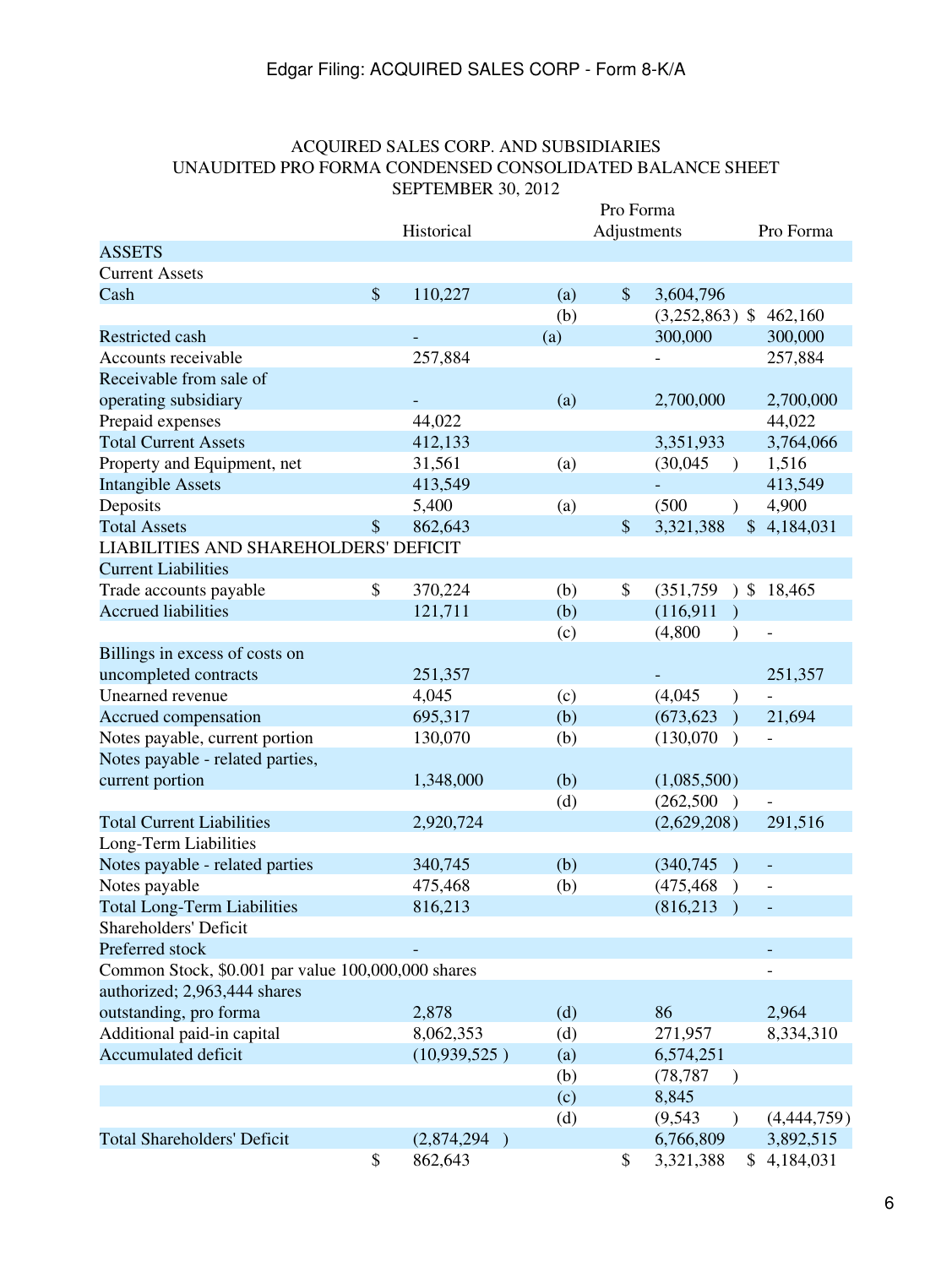ACQUIRED SALES CORP. AND SUBSIDIARIES
UNAUDITED PRO FORMA CONDENSED CONSOLIDATED BALANCE SHEET
SEPTEMBER 30, 2012

| | Historical | | Pro Forma Adjustments | Pro Forma |
|---|---|---|---|---|
| ASSETS | | | | |
| Current Assets | | | | |
| Cash | $ 110,227 | (a) | $ 3,604,796 | |
| | | (b) | (3,252,863) | $ 462,160 |
| Restricted cash | - | (a) | 300,000 | 300,000 |
| Accounts receivable | 257,884 | | - | 257,884 |
| Receivable from sale of operating subsidiary | - | (a) | 2,700,000 | 2,700,000 |
| Prepaid expenses | 44,022 | | | 44,022 |
| Total Current Assets | 412,133 | | 3,351,933 | 3,764,066 |
| Property and Equipment, net | 31,561 | (a) | (30,045) | 1,516 |
| Intangible Assets | 413,549 | | - | 413,549 |
| Deposits | 5,400 | (a) | (500) | 4,900 |
| Total Assets | $ 862,643 | | $ 3,321,388 | $ 4,184,031 |
| LIABILITIES AND SHAREHOLDERS' DEFICIT | | | | |
| Current Liabilities | | | | |
| Trade accounts payable | $ 370,224 | (b) | $ (351,759) | $ 18,465 |
| Accrued liabilities | 121,711 | (b) | (116,911) | |
| | | (c) | (4,800) | - |
| Billings in excess of costs on uncompleted contracts | 251,357 | | - | 251,357 |
| Unearned revenue | 4,045 | (c) | (4,045) | - |
| Accrued compensation | 695,317 | (b) | (673,623) | 21,694 |
| Notes payable, current portion | 130,070 | (b) | (130,070) | - |
| Notes payable - related parties, current portion | 1,348,000 | (b) | (1,085,500) | |
| | | (d) | (262,500) | - |
| Total Current Liabilities | 2,920,724 | | (2,629,208) | 291,516 |
| Long-Term Liabilities | | | | |
| Notes payable - related parties | 340,745 | (b) | (340,745) | - |
| Notes payable | 475,468 | (b) | (475,468) | - |
| Total Long-Term Liabilities | 816,213 | | (816,213) | - |
| Shareholders' Deficit | | | | |
| Preferred stock | - | | | - |
| Common Stock, $0.001 par value 100,000,000 shares authorized; 2,963,444 shares outstanding, pro forma | 2,878 | (d) | 86 | 2,964 |
| Additional paid-in capital | 8,062,353 | (d) | 271,957 | 8,334,310 |
| Accumulated deficit | (10,939,525) | (a) | 6,574,251 | |
| | | (b) | (78,787) | |
| | | (c) | 8,845 | |
| | | (d) | (9,543) | (4,444,759) |
| Total Shareholders' Deficit | (2,874,294) | | 6,766,809 | 3,892,515 |
| | $ 862,643 | | $ 3,321,388 | $ 4,184,031 |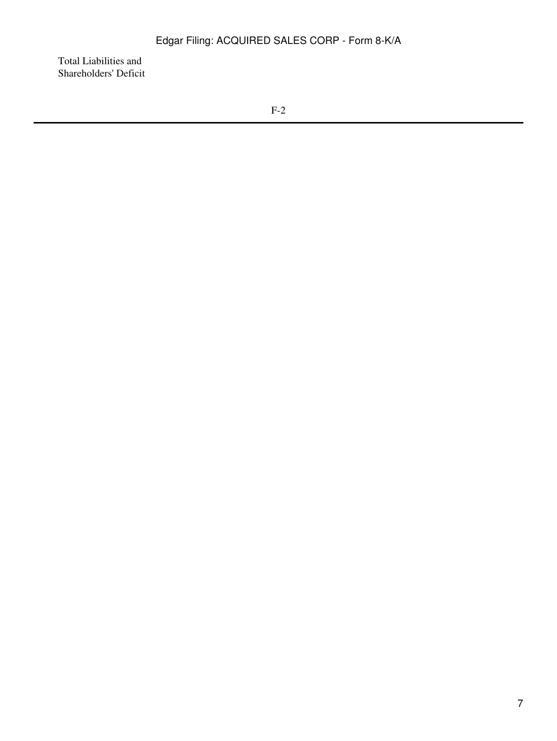Total Liabilities and Shareholders' Deficit

F-2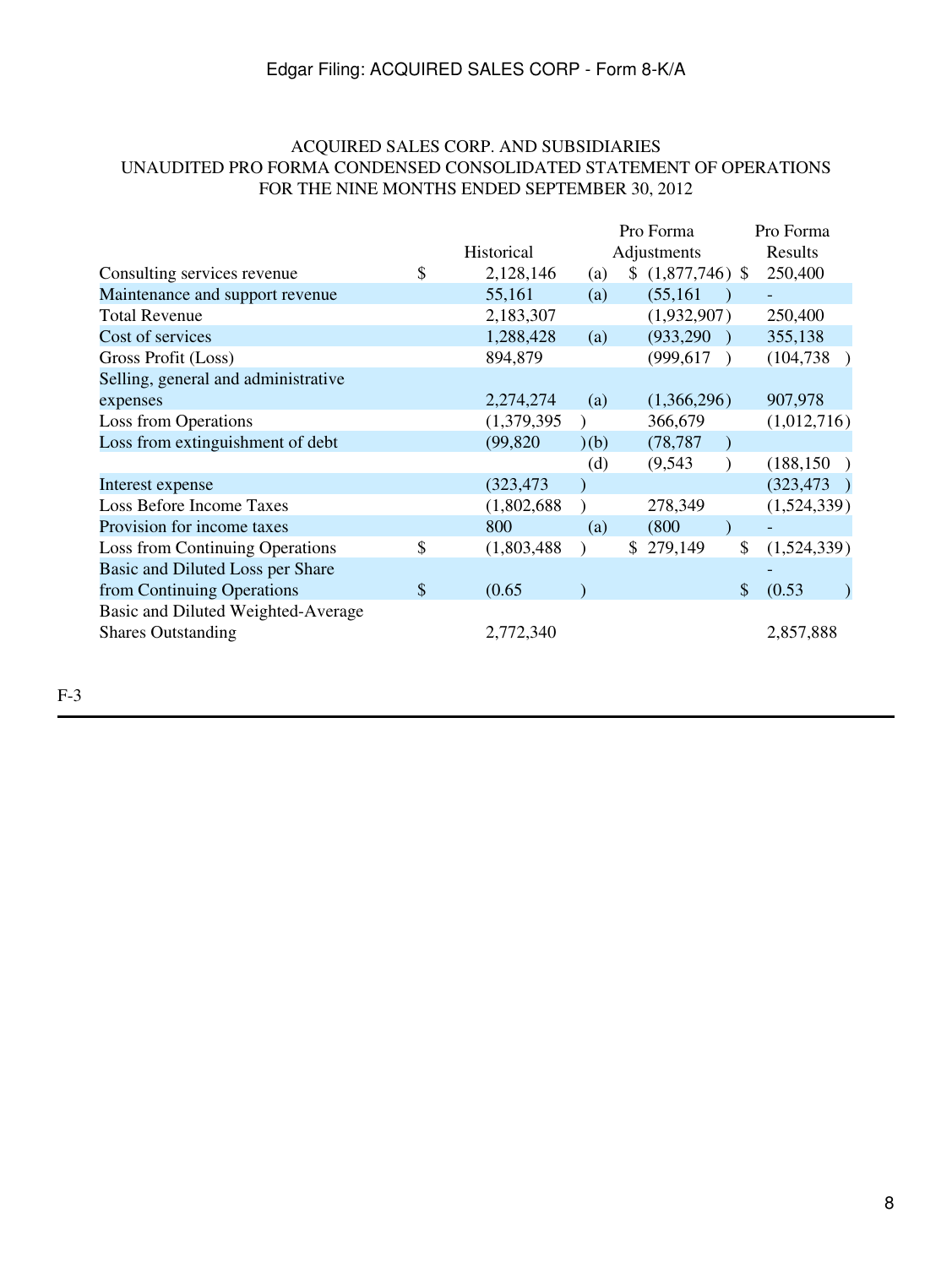ACQUIRED SALES CORP. AND SUBSIDIARIES
UNAUDITED PRO FORMA CONDENSED CONSOLIDATED STATEMENT OF OPERATIONS
FOR THE NINE MONTHS ENDED SEPTEMBER 30, 2012

| | Historical | | Pro Forma Adjustments | Pro Forma Results |
|---|---|---|---|---|
| Consulting services revenue | $ 2,128,146 | (a) | $ (1,877,746) | $ 250,400 |
| Maintenance and support revenue | 55,161 | (a) | (55,161) | - |
| Total Revenue | 2,183,307 | | (1,932,907) | 250,400 |
| Cost of services | 1,288,428 | (a) | (933,290) | 355,138 |
| Gross Profit (Loss) | 894,879 | | (999,617) | (104,738) |
| Selling, general and administrative expenses | 2,274,274 | (a) | (1,366,296) | 907,978 |
| Loss from Operations | (1,379,395) | | 366,679 | (1,012,716) |
| Loss from extinguishment of debt | (99,820) | (b) | (78,787) | |
| | | (d) | (9,543) | (188,150) |
| Interest expense | (323,473) | | | (323,473) |
| Loss Before Income Taxes | (1,802,688) | | 278,349 | (1,524,339) |
| Provision for income taxes | 800 | (a) | (800) | - |
| Loss from Continuing Operations | $ (1,803,488) | | $ 279,149 | $ (1,524,339) |
| Basic and Diluted Loss per Share from Continuing Operations | $ (0.65) | | | - $ (0.53) |
| Basic and Diluted Weighted-Average Shares Outstanding | 2,772,340 | | | 2,857,888 |

F-3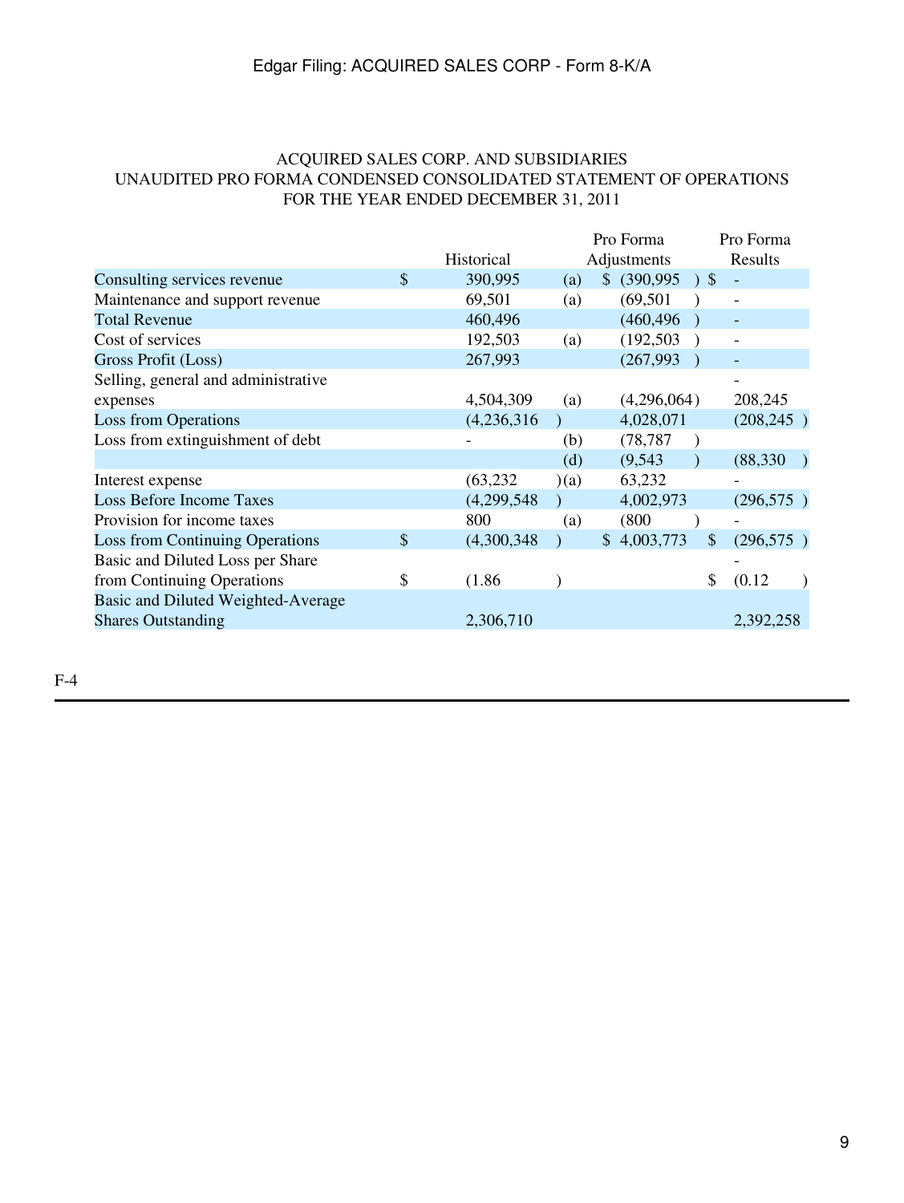ACQUIRED SALES CORP. AND SUBSIDIARIES
UNAUDITED PRO FORMA CONDENSED CONSOLIDATED STATEMENT OF OPERATIONS
FOR THE YEAR ENDED DECEMBER 31, 2011

| | Historical | | Pro Forma Adjustments | Pro Forma Results |
|---|---|---|---|---|
| Consulting services revenue | $ 390,995 | (a) | $ (390,995) | $ - |
| Maintenance and support revenue | 69,501 | (a) | (69,501) | - |
| Total Revenue | 460,496 | | (460,496) | - |
| Cost of services | 192,503 | (a) | (192,503) | - |
| Gross Profit (Loss) | 267,993 | | (267,993) | - |
| Selling, general and administrative expenses | 4,504,309 | (a) | (4,296,064) | 208,245 |
| Loss from Operations | (4,236,316) | | 4,028,071 | (208,245) |
| Loss from extinguishment of debt | - | (b) | (78,787) | |
| | | (d) | (9,543) | (88,330) |
| Interest expense | (63,232) | (a) | 63,232 | - |
| Loss Before Income Taxes | (4,299,548) | | 4,002,973 | (296,575) |
| Provision for income taxes | 800 | (a) | (800) | - |
| Loss from Continuing Operations | $ (4,300,348) | | $ 4,003,773 | $ (296,575) |
| Basic and Diluted Loss per Share from Continuing Operations | $ (1.86) | | | $ (0.12) |
| Basic and Diluted Weighted-Average Shares Outstanding | 2,306,710 | | | 2,392,258 |

F-4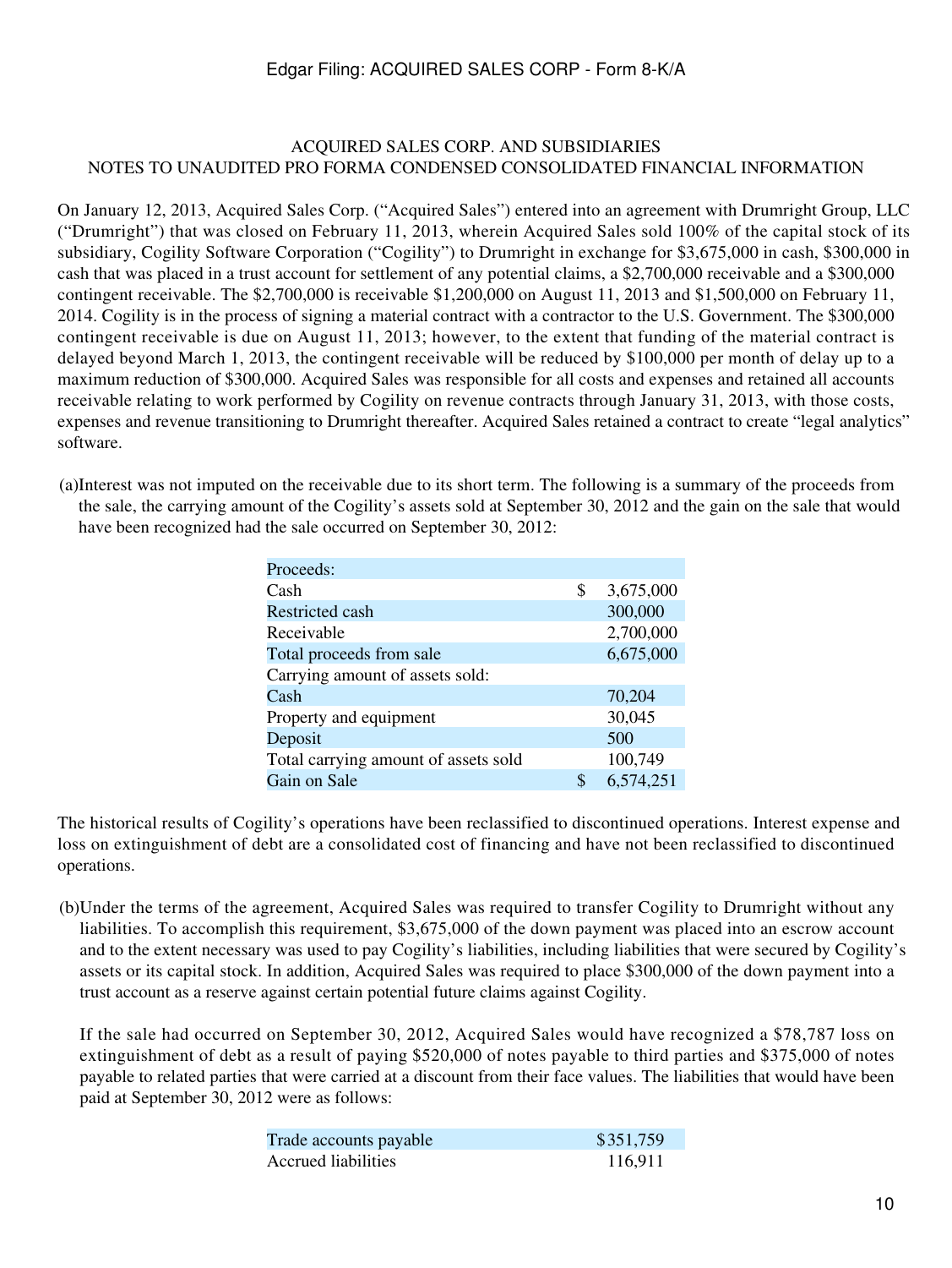ACQUIRED SALES CORP. AND SUBSIDIARIES
NOTES TO UNAUDITED PRO FORMA CONDENSED CONSOLIDATED FINANCIAL INFORMATION

On January 12, 2013, Acquired Sales Corp. ("Acquired Sales") entered into an agreement with Drumright Group, LLC ("Drumright") that was closed on February 11, 2013, wherein Acquired Sales sold 100% of the capital stock of its subsidiary, Cogility Software Corporation ("Cogility") to Drumright in exchange for $3,675,000 in cash, $300,000 in cash that was placed in a trust account for settlement of any potential claims, a $2,700,000 receivable and a $300,000 contingent receivable. The $2,700,000 is receivable $1,200,000 on August 11, 2013 and $1,500,000 on February 11, 2014. Cogility is in the process of signing a material contract with a contractor to the U.S. Government. The $300,000 contingent receivable is due on August 11, 2013; however, to the extent that funding of the material contract is delayed beyond March 1, 2013, the contingent receivable will be reduced by $100,000 per month of delay up to a maximum reduction of $300,000. Acquired Sales was responsible for all costs and expenses and retained all accounts receivable relating to work performed by Cogility on revenue contracts through January 31, 2013, with those costs, expenses and revenue transitioning to Drumright thereafter. Acquired Sales retained a contract to create "legal analytics" software.

(a) Interest was not imputed on the receivable due to its short term. The following is a summary of the proceeds from the sale, the carrying amount of the Cogility's assets sold at September 30, 2012 and the gain on the sale that would have been recognized had the sale occurred on September 30, 2012:

| | | |
|---|---|---|
| Proceeds: | | |
| Cash | $ | 3,675,000 |
| Restricted cash | | 300,000 |
| Receivable | | 2,700,000 |
| Total proceeds from sale | | 6,675,000 |
| Carrying amount of assets sold: | | |
| Cash | | 70,204 |
| Property and equipment | | 30,045 |
| Deposit | | 500 |
| Total carrying amount of assets sold | | 100,749 |
| Gain on Sale | $ | 6,574,251 |

The historical results of Cogility's operations have been reclassified to discontinued operations. Interest expense and loss on extinguishment of debt are a consolidated cost of financing and have not been reclassified to discontinued operations.

(b) Under the terms of the agreement, Acquired Sales was required to transfer Cogility to Drumright without any liabilities. To accomplish this requirement, $3,675,000 of the down payment was placed into an escrow account and to the extent necessary was used to pay Cogility's liabilities, including liabilities that were secured by Cogility's assets or its capital stock. In addition, Acquired Sales was required to place $300,000 of the down payment into a trust account as a reserve against certain potential future claims against Cogility.

If the sale had occurred on September 30, 2012, Acquired Sales would have recognized a $78,787 loss on extinguishment of debt as a result of paying $520,000 of notes payable to third parties and $375,000 of notes payable to related parties that were carried at a discount from their face values. The liabilities that would have been paid at September 30, 2012 were as follows:

| | |
|---|---|
| Trade accounts payable | $351,759 |
| Accrued liabilities | 116,911 |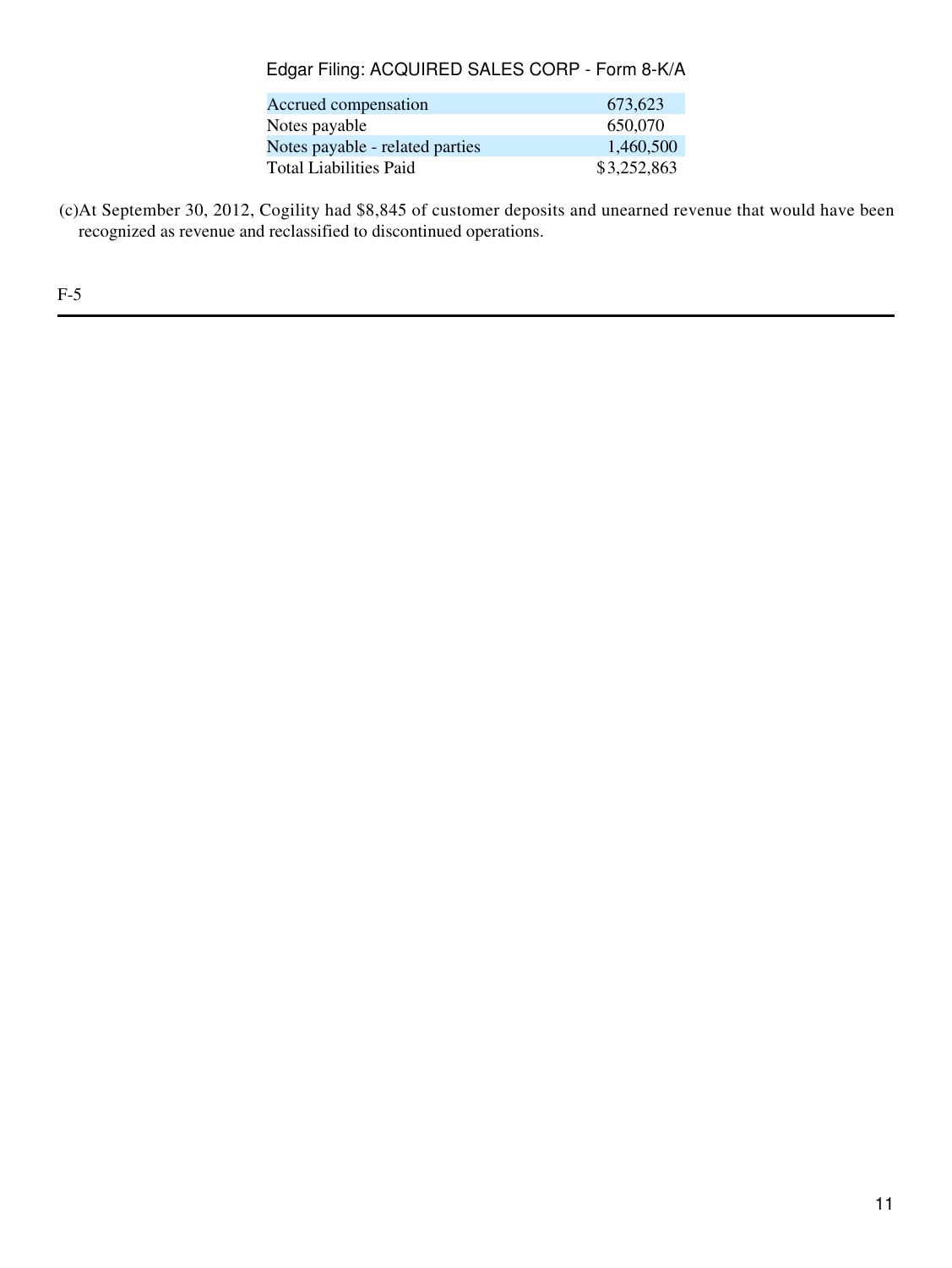| | |
|---|---|
| Accrued compensation | 673,623 |
| Notes payable | 650,070 |
| Notes payable - related parties | 1,460,500 |
| Total Liabilities Paid | $3,252,863 |

(c) At September 30, 2012, Cogility had $8,845 of customer deposits and unearned revenue that would have been recognized as revenue and reclassified to discontinued operations.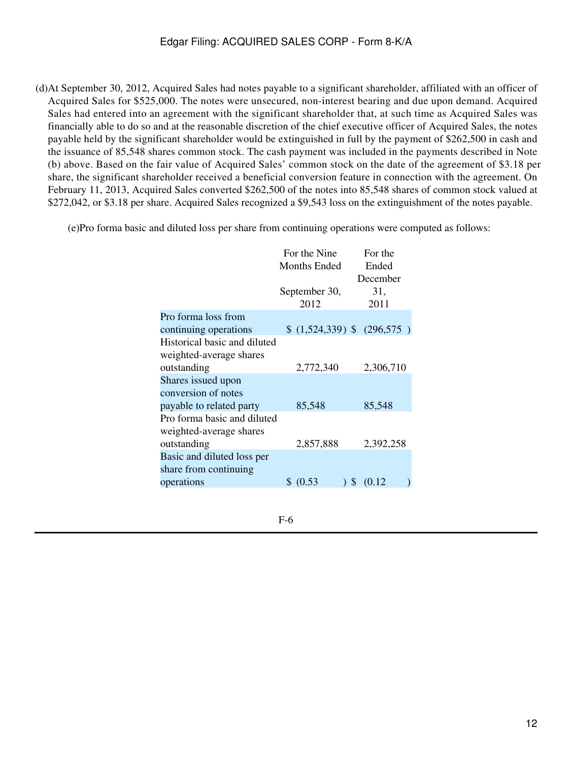(d) At September 30, 2012, Acquired Sales had notes payable to a significant shareholder, affiliated with an officer of Acquired Sales for $525,000. The notes were unsecured, non-interest bearing and due upon demand. Acquired Sales had entered into an agreement with the significant shareholder that, at such time as Acquired Sales was financially able to do so and at the reasonable discretion of the chief executive officer of Acquired Sales, the notes payable held by the significant shareholder would be extinguished in full by the payment of $262,500 in cash and the issuance of 85,548 shares common stock. The cash payment was included in the payments described in Note (b) above. Based on the fair value of Acquired Sales' common stock on the date of the agreement of $3.18 per share, the significant shareholder received a beneficial conversion feature in connection with the agreement. On February 11, 2013, Acquired Sales converted $262,500 of the notes into 85,548 shares of common stock valued at $272,042, or $3.18 per share. Acquired Sales recognized a $9,543 loss on the extinguishment of the notes payable.

(e) Pro forma basic and diluted loss per share from continuing operations were computed as follows:

| | For the Nine Months Ended September 30, 2012 | For the Ended December 31, 2011 |
|---|---|---|
| Pro forma loss from continuing operations | $ (1,524,339) | $ (296,575) |
| Historical basic and diluted weighted-average shares outstanding | 2,772,340 | 2,306,710 |
| Shares issued upon conversion of notes payable to related party | 85,548 | 85,548 |
| Pro forma basic and diluted weighted-average shares outstanding | 2,857,888 | 2,392,258 |
| Basic and diluted loss per share from continuing operations | $ (0.53) | $ (0.12) |

F-6